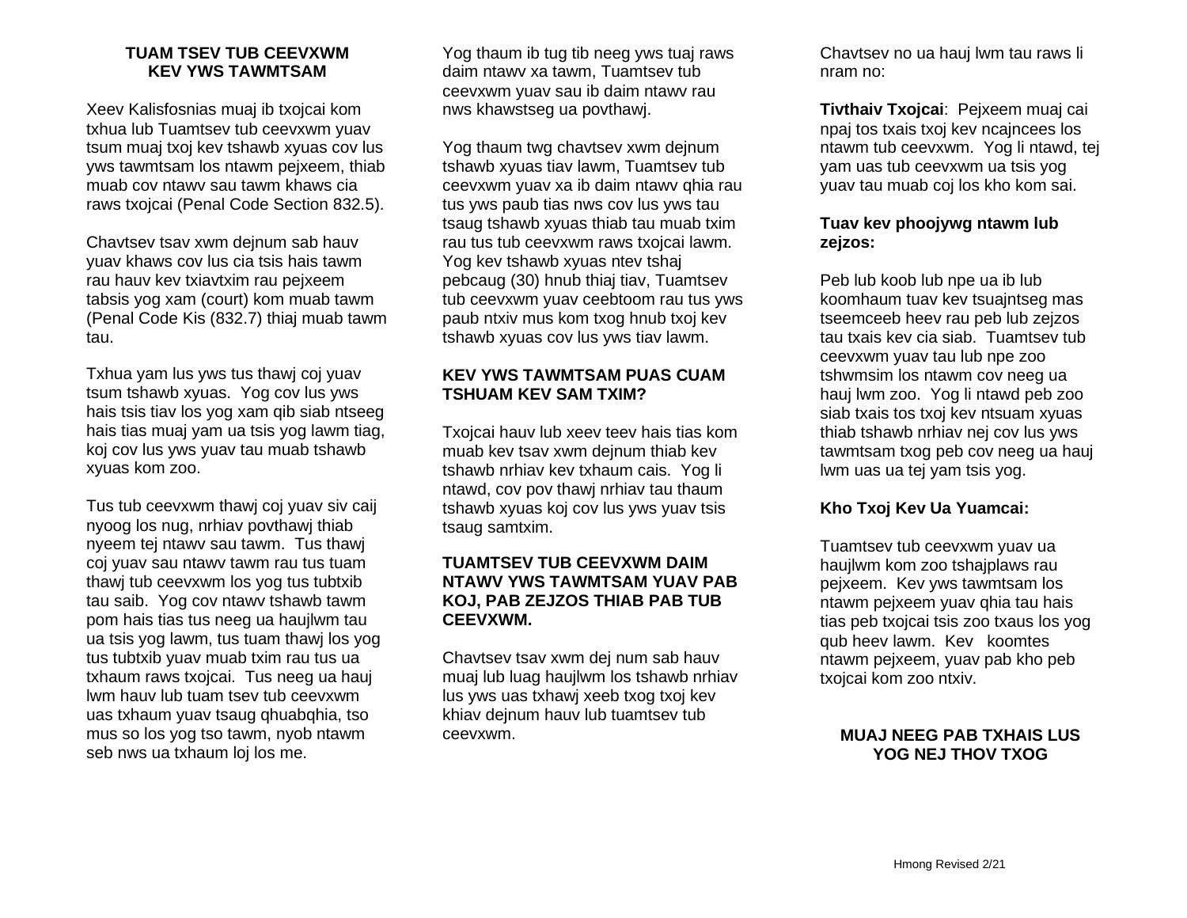## TUAM TSEV TUB CEEVXWM KEV YWS TAWMTSAM

Xeev Kalisfosnias muaj ib txojcai kom txhua lub Tuamtsev tub ceevxwm yuav tsum muaj txoj kev tshawb xyuas cov lus yws tawmtsam los ntawm pejxeem, thiab muab cov ntawv sau tawm khaws cia raws txojcai (Penal Code Section 832.5).

Chavtsev tsav xwm dejnum sab hauv yuav khaws cov lus cia tsis hais tawm rau hauv kev txiavtxim rau pejxeem tabsis yog xam (court) kom muab tawm (Penal Code Kis (832.7) thiaj muab tawm tau.

Txhua yam lus yws tus thawj coj yuav tsum tshawb xyuas. Yog cov lus yws hais tsis tiav los yog xam qib siab ntseeg hais tias muaj yam ua tsis yog lawm tiag, koj cov lus yws yuav tau muab tshawb xyuas kom zoo.

Tus tub ceevxwm thawj coj yuav siv caij nyoog los nug, nrhiav povthawj thiab nyeem tej ntawv sau tawm. Tus thawj coj yuav sau ntawv tawm rau tus tuam thawj tub ceevxwm los yog tus tubtxib tau saib. Yog cov ntawv tshawb tawm pom hais tias tus neeg ua haujlwm tau ua tsis yog lawm, tus tuam thawj los yog tus tubtxib yuav muab txim rau tus ua txhaum raws txojcai. Tus neeg ua hauj lwm hauv lub tuam tsev tub ceevxwm uas txhaum yuav tsaug qhuabqhia, tso mus so los yog tso tawm, nyob ntawm seb nws ua txhaum loj los me.

Yog thaum ib tug tib neeg yws tuaj raws daim ntawv xa tawm, Tuamtsev tub ceevxwm yuav sau ib daim ntawv rau nws khawstseg ua povthawj.

Yog thaum twg chavtsev xwm dejnum tshawb xyuas tiav lawm, Tuamtsev tub ceevxwm yuav xa ib daim ntawv qhia rau tus yws paub tias nws cov lus yws tau tsaug tshawb xyuas thiab tau muab txim rau tus tub ceevxwm raws txojcai lawm. Yog kev tshawb xyuas ntev tshaj pebcaug (30) hnub thiaj tiav, Tuamtsev tub ceevxwm yuav ceebtoom rau tus yws paub ntxiv mus kom txog hnub txoj kev tshawb xyuas cov lus yws tiav lawm.

### KEV YWS TAWMTSAM PUAS CUAM TSHUAM KEV SAM TXIM?

Txojcai hauv lub xeev teev hais tias kom muab kev tsav xwm dejnum thiab kev tshawb nrhiav kev txhaum cais. Yog li ntawd, cov pov thawj nrhiav tau thaum tshawb xyuas koj cov lus yws yuav tsis tsaug samtxim.

### TUAMTSEV TUB CEEVXWM DAIM NTAWV YWS TAWMTSAM YUAV PAB KOJ, PAB ZEJZOS THIAB PAB TUB CEEVXWM.

Chavtsev tsav xwm dej num sab hauv muaj lub luag haujlwm los tshawb nrhiav lus yws uas txhawj xeeb txog txoj kev khiav dejnum hauv lub tuamtsev tub ceevxwm.

Chavtsev no ua hauj lwm tau raws li nram no:

**Tivthaiv Txojcai**: Pejxeem muaj cai npaj tos txais txoj kev ncajncees los ntawm tub ceevxwm. Yog li ntawd, tej yam uas tub ceevxwm ua tsis yog yuav tau muab coj los kho kom sai.

**Tuav kev phoojywg ntawm lub zejzos:**

Peb lub koob lub npe ua ib lub koomhaum tuav kev tsuajntseg mas tseemceeb heev rau peb lub zejzos tau txais kev cia siab. Tuamtsev tub ceevxwm yuav tau lub npe zoo tshwmsim los ntawm cov neeg ua hauj lwm zoo. Yog li ntawd peb zoo siab txais tos txoj kev ntsuam xyuas thiab tshawb nrhiav nej cov lus yws tawmtsam txog peb cov neeg ua hauj lwm uas ua tej yam tsis yog.

**Kho Txoj Kev Ua Yuamcai:**

Tuamtsev tub ceevxwm yuav ua haujlwm kom zoo tshajplaws rau pejxeem. Kev yws tawmtsam los ntawm pejxeem yuav qhia tau hais tias peb txojcai tsis zoo txaus los yog qub heev lawm. Kev koomtes ntawm pejxeem, yuav pab kho peb txojcai kom zoo ntxiv.

**MUAJ NEEG PAB TXHAIS LUS YOG NEJ THOV TXOG**

Hmong Revised 2/21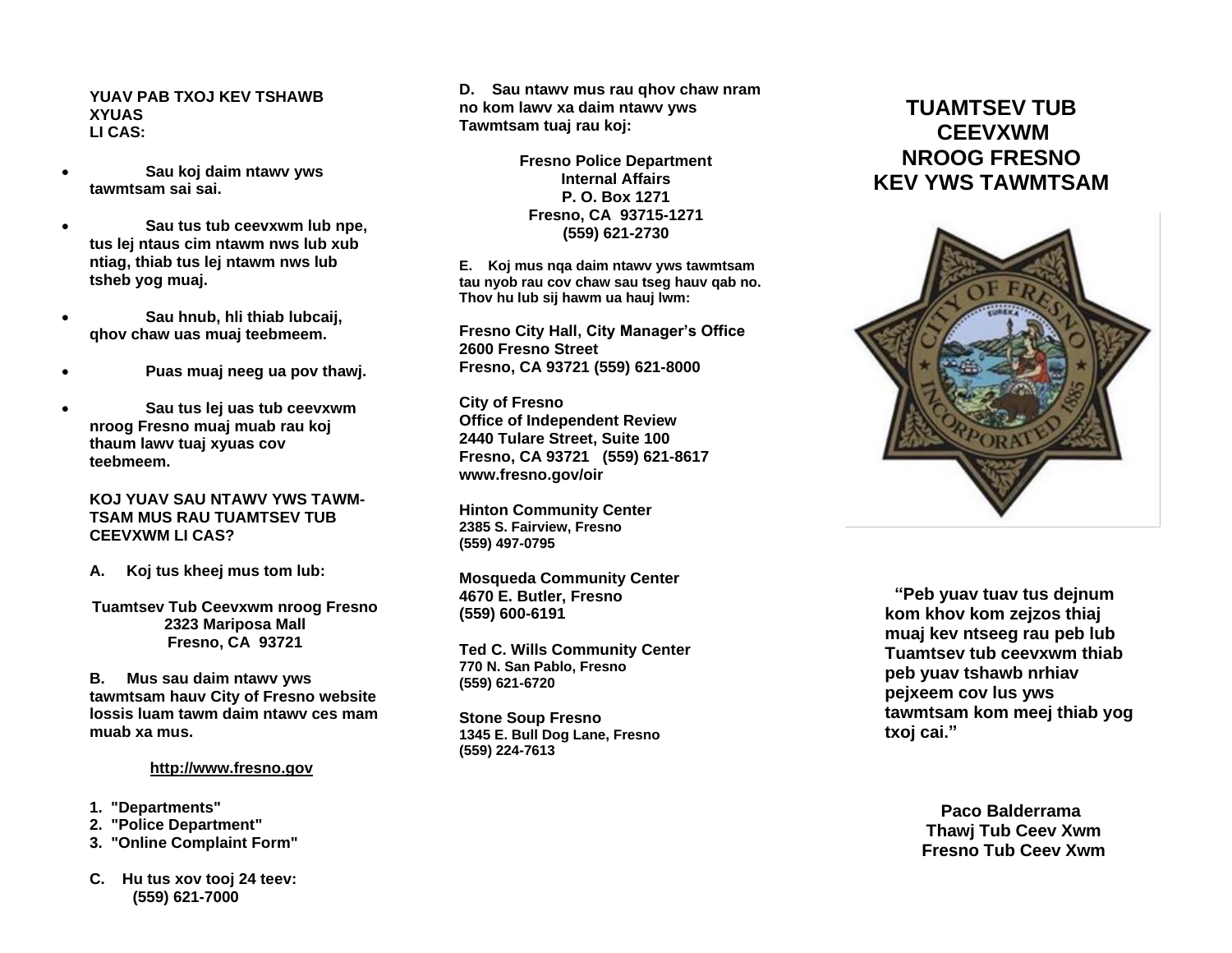**YUAV PAB TXOJ KEV TSHAWB XYUAS LI CAS:**

- **Sau koj daim ntawv yws tawmtsam sai sai.**
- **Sau tus tub ceevxwm lub npe, tus lej ntaus cim ntawm nws lub xub ntiag, thiab tus lej ntawm nws lub tsheb yog muaj.**
- **Sau hnub, hli thiab lubcaij, qhov chaw uas muaj teebmeem.**
- **Puas muaj neeg ua pov thawj.**
- **Sau tus lej uas tub ceevxwm nroog Fresno muaj muab rau koj thaum lawv tuaj xyuas cov teebmeem.**

**KOJ YUAV SAU NTAWV YWS TAWM-TSAM MUS RAU TUAMTSEV TUB CEEVXWM LI CAS?**

**A. Koj tus kheej mus tom lub:**

**Tuamtsev Tub Ceevxwm nroog Fresno**
**2323 Mariposa Mall**
**Fresno, CA 93721**

**B. Mus sau daim ntawv yws tawmtsam hauv City of Fresno website lossis luam tawm daim ntawv ces mam muab xa mus.**

**http://www.fresno.gov**

1. **"Departments"**
2. **"Police Department"**
3. **"Online Complaint Form"**

**C. Hu tus xov tooj 24 teev:**
**(559) 621-7000**

**D. Sau ntawv mus rau qhov chaw nram no kom lawv xa daim ntawv yws Tawmtsam tuaj rau koj:**

**Fresno Police Department**
**Internal Affairs**
**P. O. Box 1271**
**Fresno, CA 93715-1271**
**(559) 621-2730**

**E. Koj mus nqa daim ntawv yws tawmtsam tau nyob rau cov chaw sau tseg hauv qab no. Thov hu lub sij hawm ua hauj lwm:**

**Fresno City Hall, City Manager's Office**
**2600 Fresno Street**
**Fresno, CA 93721 (559) 621-8000**

**City of Fresno**
**Office of Independent Review**
**2440 Tulare Street, Suite 100**
**Fresno, CA 93721 (559) 621-8617**
**www.fresno.gov/oir**

**Hinton Community Center**
**2385 S. Fairview, Fresno**
**(559) 497-0795**

**Mosqueda Community Center**
**4670 E. Butler, Fresno**
**(559) 600-6191**

**Ted C. Wills Community Center**
**770 N. San Pablo, Fresno**
**(559) 621-6720**

**Stone Soup Fresno**
**1345 E. Bull Dog Lane, Fresno**
**(559) 224-7613**

# TUAMTSEV TUB CEEVXWM NROOG FRESNO KEV YWS TAWMTSAM

**"Peb yuav tuav tus dejnum kom khov kom zejzos thiaj muaj kev ntseeg rau peb lub Tuamtsev tub ceevxwm thiab peb yuav tshawb nrhiav pejxeem cov lus yws tawmtsam kom meej thiab yog txoj cai."**

**Paco Balderrama**
**Thawj Tub Ceev Xwm**
**Fresno Tub Ceev Xwm**